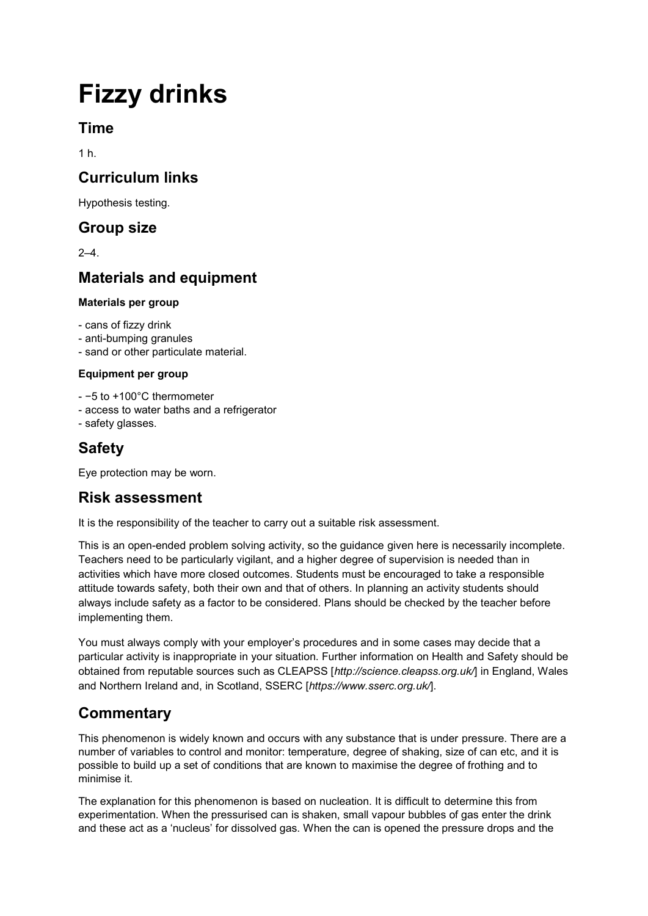# Fizzy drinks

## Time

1 h.

## Curriculum links

Hypothesis testing.

## Group size

2–4.

## Materials and equipment

### Materials per group

- cans of fizzy drink
- anti-bumping granules
- sand or other particulate material.

### Equipment per group

- −5 to +100°C thermometer
- access to water baths and a refrigerator
- safety glasses.

## Safety

Eye protection may be worn.

## Risk assessment

It is the responsibility of the teacher to carry out a suitable risk assessment.

This is an open-ended problem solving activity, so the guidance given here is necessarily incomplete. Teachers need to be particularly vigilant, and a higher degree of supervision is needed than in activities which have more closed outcomes. Students must be encouraged to take a responsible attitude towards safety, both their own and that of others. In planning an activity students should always include safety as a factor to be considered. Plans should be checked by the teacher before implementing them.

You must always comply with your employer's procedures and in some cases may decide that a particular activity is inappropriate in your situation. Further information on Health and Safety should be obtained from reputable sources such as CLEAPSS [*http://science.cleapss.org.uk/*] in England, Wales and Northern Ireland and, in Scotland, SSERC [*https://www.sserc.org.uk/*].

## Commentary

This phenomenon is widely known and occurs with any substance that is under pressure. There are a number of variables to control and monitor: temperature, degree of shaking, size of can etc, and it is possible to build up a set of conditions that are known to maximise the degree of frothing and to minimise it.

The explanation for this phenomenon is based on nucleation. It is difficult to determine this from experimentation. When the pressurised can is shaken, small vapour bubbles of gas enter the drink and these act as a 'nucleus' for dissolved gas. When the can is opened the pressure drops and the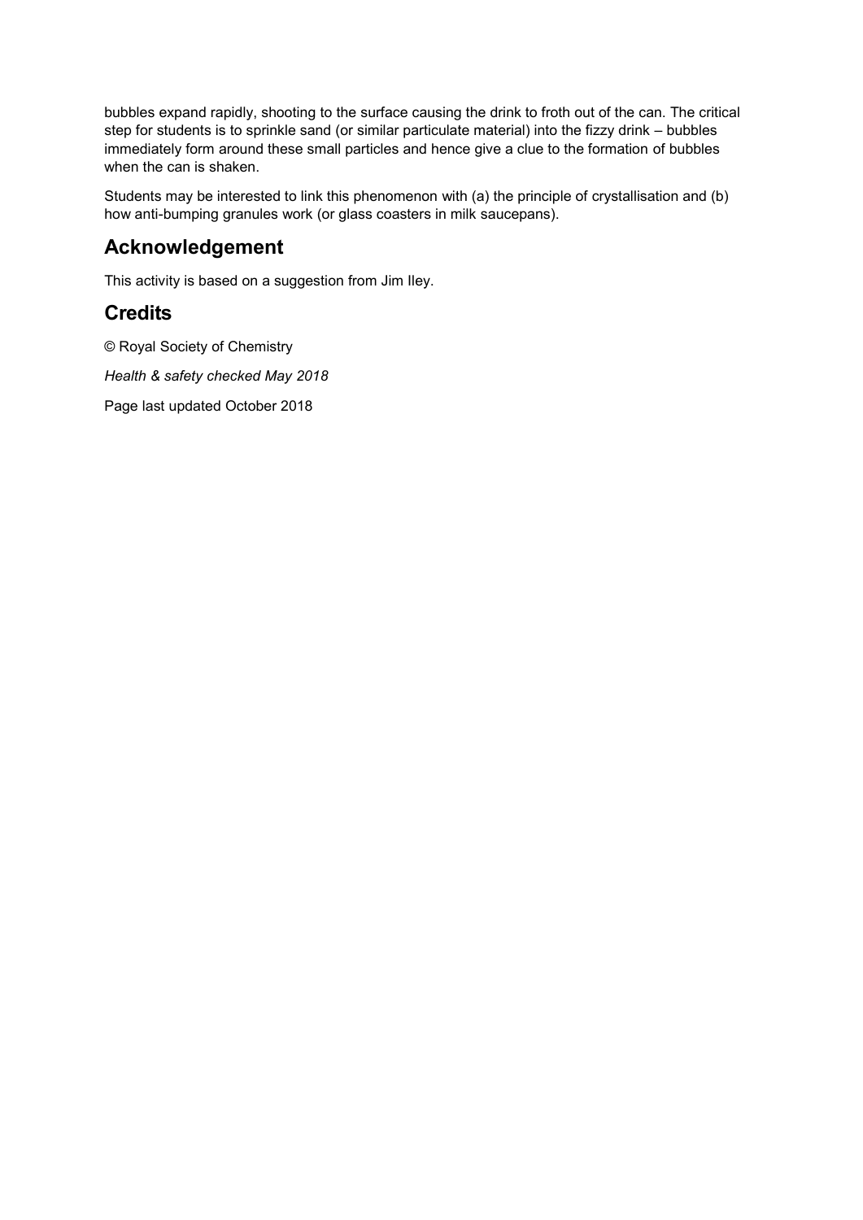bubbles expand rapidly, shooting to the surface causing the drink to froth out of the can. The critical step for students is to sprinkle sand (or similar particulate material) into the fizzy drink – bubbles immediately form around these small particles and hence give a clue to the formation of bubbles when the can is shaken.

Students may be interested to link this phenomenon with (a) the principle of crystallisation and (b) how anti-bumping granules work (or glass coasters in milk saucepans).

## Acknowledgement

This activity is based on a suggestion from Jim Iley.

## Credits

© Royal Society of Chemistry

*Health & safety checked May 2018*

Page last updated October 2018